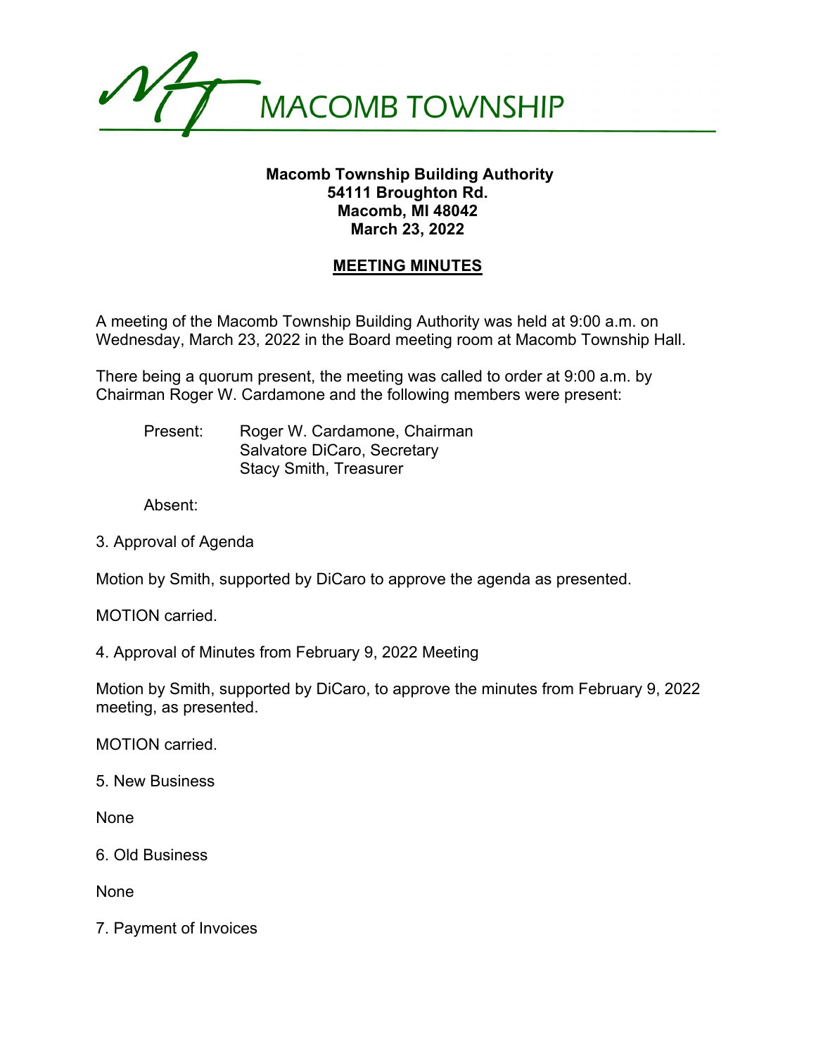MACOMB TOWNSHIP

**Macomb Township Building Authority**
**54111 Broughton Rd.**
**Macomb, MI 48042**
**March 23, 2022**

## MEETING MINUTES

A meeting of the Macomb Township Building Authority was held at 9:00 a.m. on Wednesday, March 23, 2022 in the Board meeting room at Macomb Township Hall.

There being a quorum present, the meeting was called to order at 9:00 a.m. by Chairman Roger W. Cardamone and the following members were present:

Present: Roger W. Cardamone, Chairman
Salvatore DiCaro, Secretary
Stacy Smith, Treasurer

Absent:

3. Approval of Agenda

Motion by Smith, supported by DiCaro to approve the agenda as presented.

MOTION carried.

4. Approval of Minutes from February 9, 2022 Meeting

Motion by Smith, supported by DiCaro, to approve the minutes from February 9, 2022 meeting, as presented.

MOTION carried.

5. New Business

None

6. Old Business

None

7. Payment of Invoices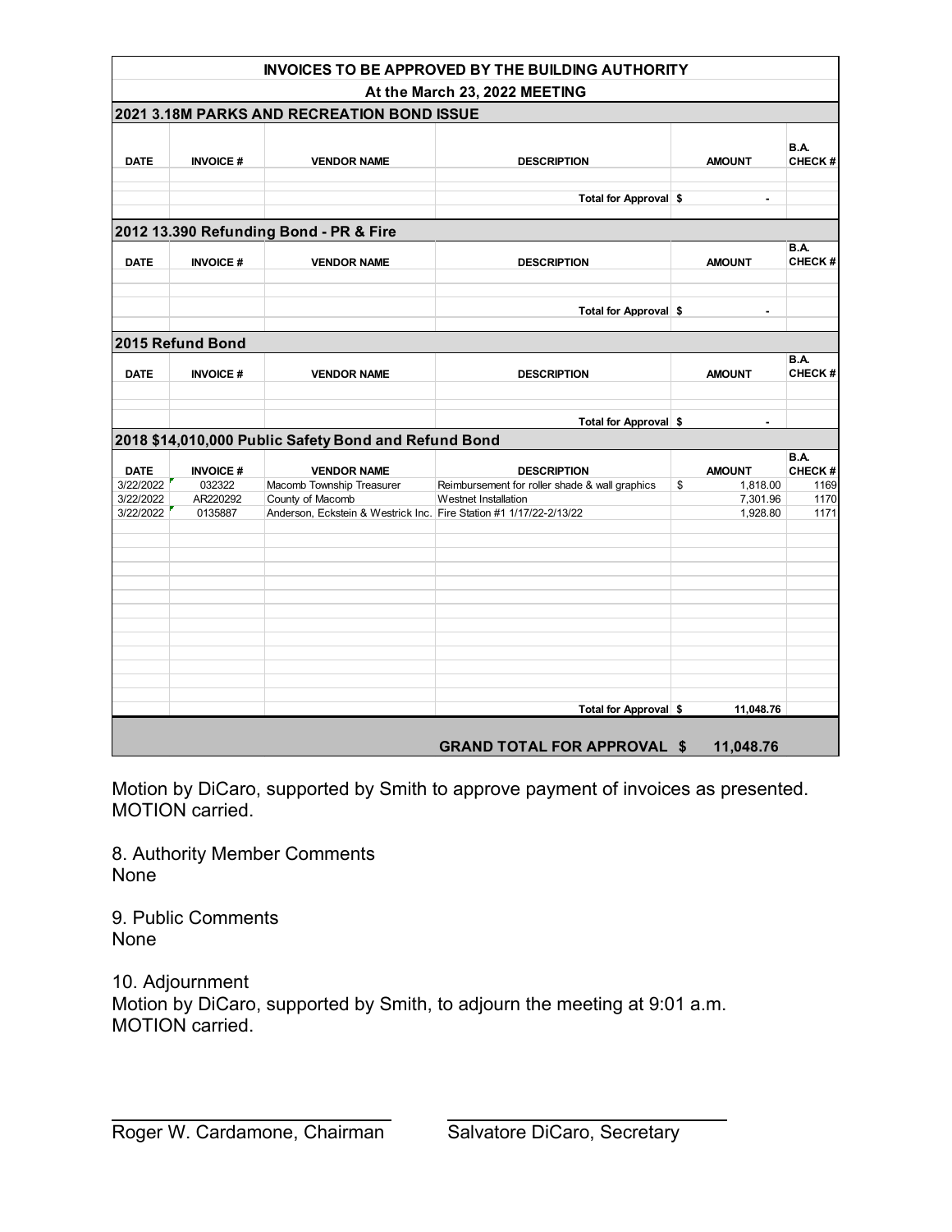# INVOICES TO BE APPROVED BY THE BUILDING AUTHORITY

## At the March 23, 2022 MEETING

### 2021 3.18M PARKS AND RECREATION BOND ISSUE

| DATE | INVOICE # | VENDOR NAME | DESCRIPTION | AMOUNT | B.A. CHECK # |
|---|---|---|---|---|---|
| | | | Total for Approval | $ - | |

### 2012 13.390 Refunding Bond - PR & Fire

| DATE | INVOICE # | VENDOR NAME | DESCRIPTION | AMOUNT | B.A. CHECK # |
|---|---|---|---|---|---|
| | | | Total for Approval | $ - | |

### 2015 Refund Bond

| DATE | INVOICE # | VENDOR NAME | DESCRIPTION | AMOUNT | B.A. CHECK # |
|---|---|---|---|---|---|
| | | | Total for Approval | $ - | |

### 2018 $14,010,000 Public Safety Bond and Refund Bond

| DATE | INVOICE # | VENDOR NAME | DESCRIPTION | AMOUNT | B.A. CHECK # |
|---|---|---|---|---|---|
| 3/22/2022 | 032322 | Macomb Township Treasurer | Reimbursement for roller shade & wall graphics | $ 1,818.00 | 1169 |
| 3/22/2022 | AR220292 | County of Macomb | Westnet Installation | 7,301.96 | 1170 |
| 3/22/2022 | 0135887 | Anderson, Eckstein & Westrick Inc. | Fire Station #1 1/17/22-2/13/22 | 1,928.80 | 1171 |
| | | | Total for Approval | $ 11,048.76 | |

**GRAND TOTAL FOR APPROVAL $ 11,048.76**

Motion by DiCaro, supported by Smith to approve payment of invoices as presented.
MOTION carried.

8. Authority Member Comments
None

9. Public Comments
None

10. Adjournment
Motion by DiCaro, supported by Smith, to adjourn the meeting at 9:01 a.m.
MOTION carried.

Roger W. Cardamone, Chairman

Salvatore DiCaro, Secretary